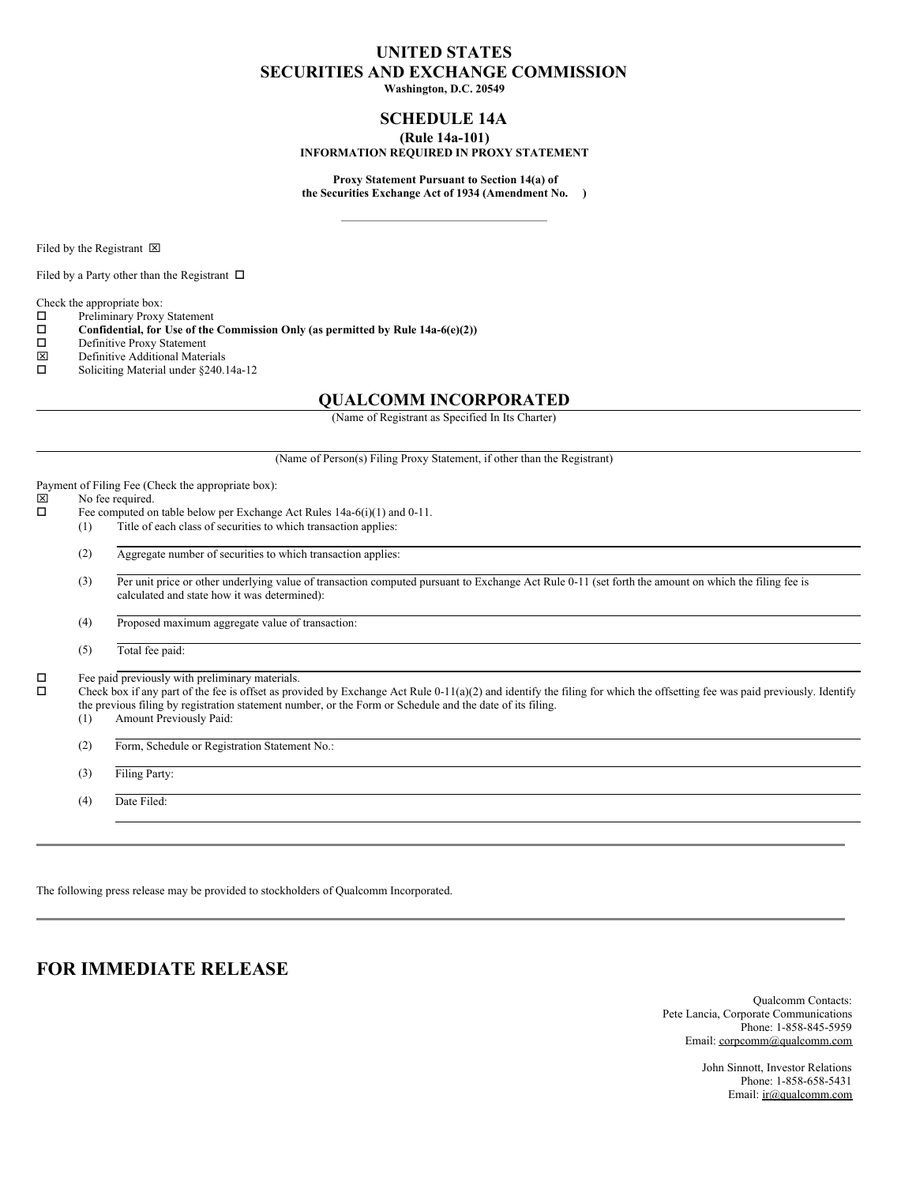# UNITED STATES
# SECURITIES AND EXCHANGE COMMISSION

**Washington, D.C. 20549**

## SCHEDULE 14A

**(Rule 14a-101)**
**INFORMATION REQUIRED IN PROXY STATEMENT**

**Proxy Statement Pursuant to Section 14(a) of the Securities Exchange Act of 1934 (Amendment No. )**

Filed by the Registrant ☒

Filed by a Party other than the Registrant ☐

Check the appropriate box:

☐ Preliminary Proxy Statement
☐ **Confidential, for Use of the Commission Only (as permitted by Rule 14a-6(e)(2))**
☐ Definitive Proxy Statement
☒ Definitive Additional Materials
☐ Soliciting Material under §240.14a-12

## QUALCOMM INCORPORATED

(Name of Registrant as Specified In Its Charter)

(Name of Person(s) Filing Proxy Statement, if other than the Registrant)

Payment of Filing Fee (Check the appropriate box):

☒ No fee required.
☐ Fee computed on table below per Exchange Act Rules 14a-6(i)(1) and 0-11.

(1) Title of each class of securities to which transaction applies:

(2) Aggregate number of securities to which transaction applies:

(3) Per unit price or other underlying value of transaction computed pursuant to Exchange Act Rule 0-11 (set forth the amount on which the filing fee is calculated and state how it was determined):

(4) Proposed maximum aggregate value of transaction:

(5) Total fee paid:

☐ Fee paid previously with preliminary materials.
☐ Check box if any part of the fee is offset as provided by Exchange Act Rule 0-11(a)(2) and identify the filing for which the offsetting fee was paid previously. Identify the previous filing by registration statement number, or the Form or Schedule and the date of its filing.

(1) Amount Previously Paid:

(2) Form, Schedule or Registration Statement No.:

(3) Filing Party:

(4) Date Filed:

The following press release may be provided to stockholders of Qualcomm Incorporated.

# FOR IMMEDIATE RELEASE

Qualcomm Contacts:
Pete Lancia, Corporate Communications
Phone: 1-858-845-5959
Email: corpcomm@qualcomm.com

John Sinnott, Investor Relations
Phone: 1-858-658-5431
Email: ir@qualcomm.com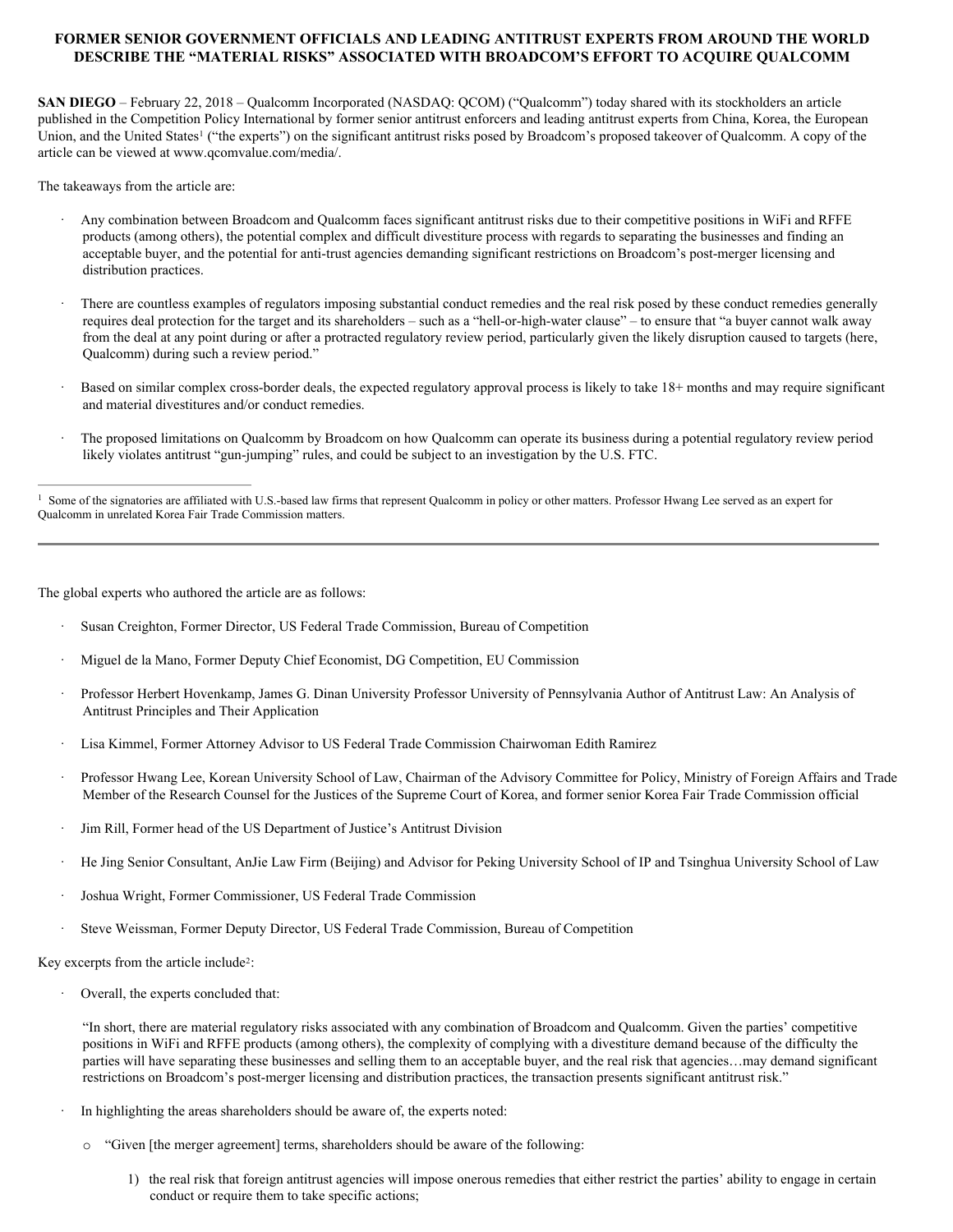**FORMER SENIOR GOVERNMENT OFFICIALS AND LEADING ANTITRUST EXPERTS FROM AROUND THE WORLD DESCRIBE THE "MATERIAL RISKS" ASSOCIATED WITH BROADCOM'S EFFORT TO ACQUIRE QUALCOMM**

**SAN DIEGO** – February 22, 2018 – Qualcomm Incorporated (NASDAQ: QCOM) ("Qualcomm") today shared with its stockholders an article published in the Competition Policy International by former senior antitrust enforcers and leading antitrust experts from China, Korea, the European Union, and the United States[1] ("the experts") on the significant antitrust risks posed by Broadcom's proposed takeover of Qualcomm. A copy of the article can be viewed at www.qcomvalue.com/media/.

The takeaways from the article are:

- Any combination between Broadcom and Qualcomm faces significant antitrust risks due to their competitive positions in WiFi and RFFE products (among others), the potential complex and difficult divestiture process with regards to separating the businesses and finding an acceptable buyer, and the potential for anti-trust agencies demanding significant restrictions on Broadcom's post-merger licensing and distribution practices.

- There are countless examples of regulators imposing substantial conduct remedies and the real risk posed by these conduct remedies generally requires deal protection for the target and its shareholders – such as a "hell-or-high-water clause" – to ensure that "a buyer cannot walk away from the deal at any point during or after a protracted regulatory review period, particularly given the likely disruption caused to targets (here, Qualcomm) during such a review period."

- Based on similar complex cross-border deals, the expected regulatory approval process is likely to take 18+ months and may require significant and material divestitures and/or conduct remedies.

- The proposed limitations on Qualcomm by Broadcom on how Qualcomm can operate its business during a potential regulatory review period likely violates antitrust "gun-jumping" rules, and could be subject to an investigation by the U.S. FTC.

---

[1] Some of the signatories are affiliated with U.S.-based law firms that represent Qualcomm in policy or other matters. Professor Hwang Lee served as an expert for Qualcomm in unrelated Korea Fair Trade Commission matters.

---

The global experts who authored the article are as follows:

- Susan Creighton, Former Director, US Federal Trade Commission, Bureau of Competition

- Miguel de la Mano, Former Deputy Chief Economist, DG Competition, EU Commission

- Professor Herbert Hovenkamp, James G. Dinan University Professor University of Pennsylvania Author of Antitrust Law: An Analysis of Antitrust Principles and Their Application

- Lisa Kimmel, Former Attorney Advisor to US Federal Trade Commission Chairwoman Edith Ramirez

- Professor Hwang Lee, Korean University School of Law, Chairman of the Advisory Committee for Policy, Ministry of Foreign Affairs and Trade Member of the Research Counsel for the Justices of the Supreme Court of Korea, and former senior Korea Fair Trade Commission official

- Jim Rill, Former head of the US Department of Justice's Antitrust Division

- He Jing Senior Consultant, AnJie Law Firm (Beijing) and Advisor for Peking University School of IP and Tsinghua University School of Law

- Joshua Wright, Former Commissioner, US Federal Trade Commission

- Steve Weissman, Former Deputy Director, US Federal Trade Commission, Bureau of Competition

Key excerpts from the article include[2]:

- Overall, the experts concluded that:

  "In short, there are material regulatory risks associated with any combination of Broadcom and Qualcomm. Given the parties' competitive positions in WiFi and RFFE products (among others), the complexity of complying with a divestiture demand because of the difficulty the parties will have separating these businesses and selling them to an acceptable buyer, and the real risk that agencies…may demand significant restrictions on Broadcom's post-merger licensing and distribution practices, the transaction presents significant antitrust risk."

- In highlighting the areas shareholders should be aware of, the experts noted:

  - "Given [the merger agreement] terms, shareholders should be aware of the following:

    1) the real risk that foreign antitrust agencies will impose onerous remedies that either restrict the parties' ability to engage in certain conduct or require them to take specific actions;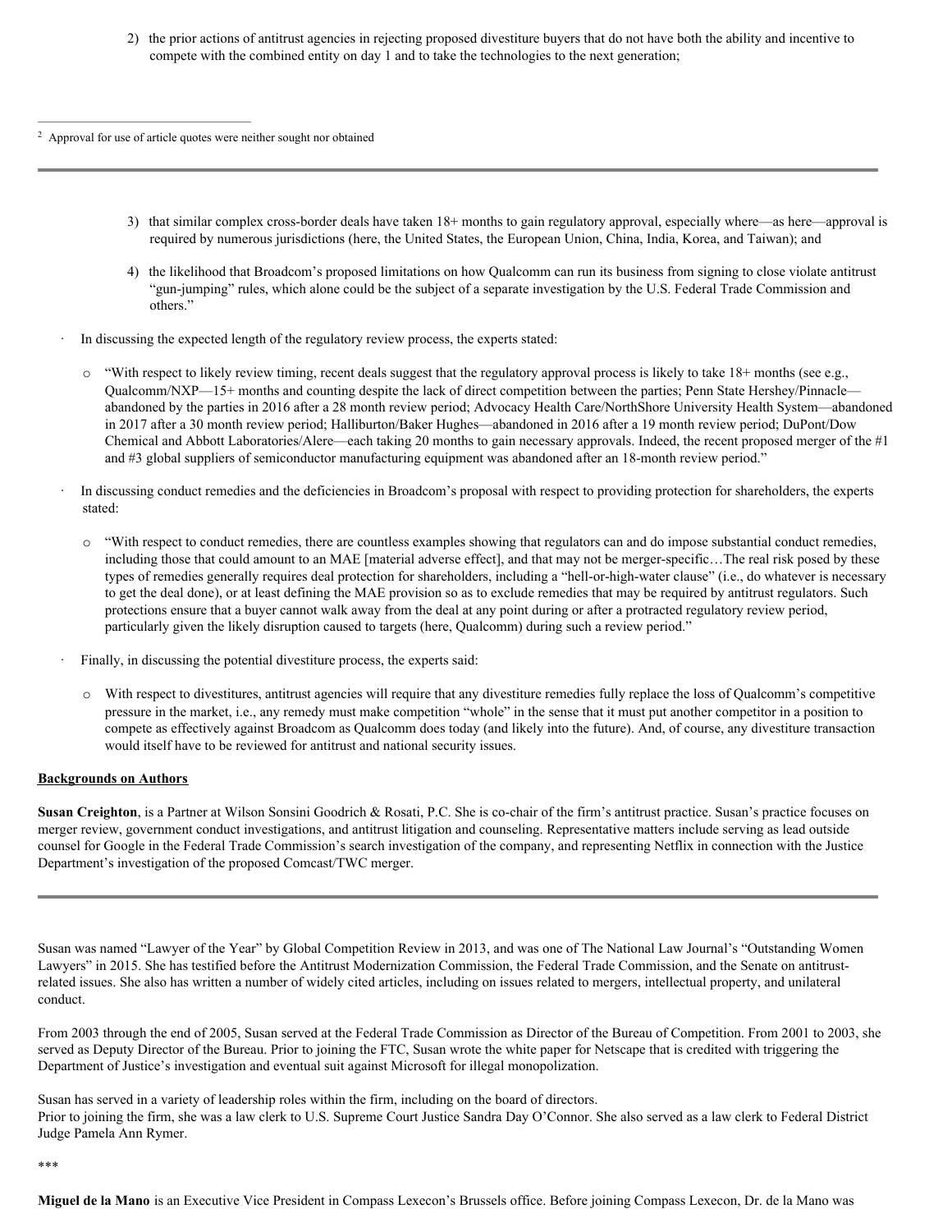2) the prior actions of antitrust agencies in rejecting proposed divestiture buyers that do not have both the ability and incentive to compete with the combined entity on day 1 and to take the technologies to the next generation;

[2] Approval for use of article quotes were neither sought nor obtained

3) that similar complex cross-border deals have taken 18+ months to gain regulatory approval, especially where—as here—approval is required by numerous jurisdictions (here, the United States, the European Union, China, India, Korea, and Taiwan); and

4) the likelihood that Broadcom's proposed limitations on how Qualcomm can run its business from signing to close violate antitrust "gun-jumping" rules, which alone could be the subject of a separate investigation by the U.S. Federal Trade Commission and others."

- In discussing the expected length of the regulatory review process, the experts stated:
  - "With respect to likely review timing, recent deals suggest that the regulatory approval process is likely to take 18+ months (see e.g., Qualcomm/NXP—15+ months and counting despite the lack of direct competition between the parties; Penn State Hershey/Pinnacle—abandoned by the parties in 2016 after a 28 month review period; Advocacy Health Care/NorthShore University Health System—abandoned in 2017 after a 30 month review period; Halliburton/Baker Hughes—abandoned in 2016 after a 19 month review period; DuPont/Dow Chemical and Abbott Laboratories/Alere—each taking 20 months to gain necessary approvals. Indeed, the recent proposed merger of the #1 and #3 global suppliers of semiconductor manufacturing equipment was abandoned after an 18-month review period."
- In discussing conduct remedies and the deficiencies in Broadcom's proposal with respect to providing protection for shareholders, the experts stated:
  - "With respect to conduct remedies, there are countless examples showing that regulators can and do impose substantial conduct remedies, including those that could amount to an MAE [material adverse effect], and that may not be merger-specific…The real risk posed by these types of remedies generally requires deal protection for shareholders, including a "hell-or-high-water clause" (i.e., do whatever is necessary to get the deal done), or at least defining the MAE provision so as to exclude remedies that may be required by antitrust regulators. Such protections ensure that a buyer cannot walk away from the deal at any point during or after a protracted regulatory review period, particularly given the likely disruption caused to targets (here, Qualcomm) during such a review period."
- Finally, in discussing the potential divestiture process, the experts said:
  - With respect to divestitures, antitrust agencies will require that any divestiture remedies fully replace the loss of Qualcomm's competitive pressure in the market, i.e., any remedy must make competition "whole" in the sense that it must put another competitor in a position to compete as effectively against Broadcom as Qualcomm does today (and likely into the future). And, of course, any divestiture transaction would itself have to be reviewed for antitrust and national security issues.

**Backgrounds on Authors**

**Susan Creighton**, is a Partner at Wilson Sonsini Goodrich & Rosati, P.C. She is co-chair of the firm's antitrust practice. Susan's practice focuses on merger review, government conduct investigations, and antitrust litigation and counseling. Representative matters include serving as lead outside counsel for Google in the Federal Trade Commission's search investigation of the company, and representing Netflix in connection with the Justice Department's investigation of the proposed Comcast/TWC merger.

Susan was named "Lawyer of the Year" by Global Competition Review in 2013, and was one of The National Law Journal's "Outstanding Women Lawyers" in 2015. She has testified before the Antitrust Modernization Commission, the Federal Trade Commission, and the Senate on antitrust-related issues. She also has written a number of widely cited articles, including on issues related to mergers, intellectual property, and unilateral conduct.

From 2003 through the end of 2005, Susan served at the Federal Trade Commission as Director of the Bureau of Competition. From 2001 to 2003, she served as Deputy Director of the Bureau. Prior to joining the FTC, Susan wrote the white paper for Netscape that is credited with triggering the Department of Justice's investigation and eventual suit against Microsoft for illegal monopolization.

Susan has served in a variety of leadership roles within the firm, including on the board of directors.
Prior to joining the firm, she was a law clerk to U.S. Supreme Court Justice Sandra Day O'Connor. She also served as a law clerk to Federal District Judge Pamela Ann Rymer.

***

**Miguel de la Mano** is an Executive Vice President in Compass Lexecon's Brussels office. Before joining Compass Lexecon, Dr. de la Mano was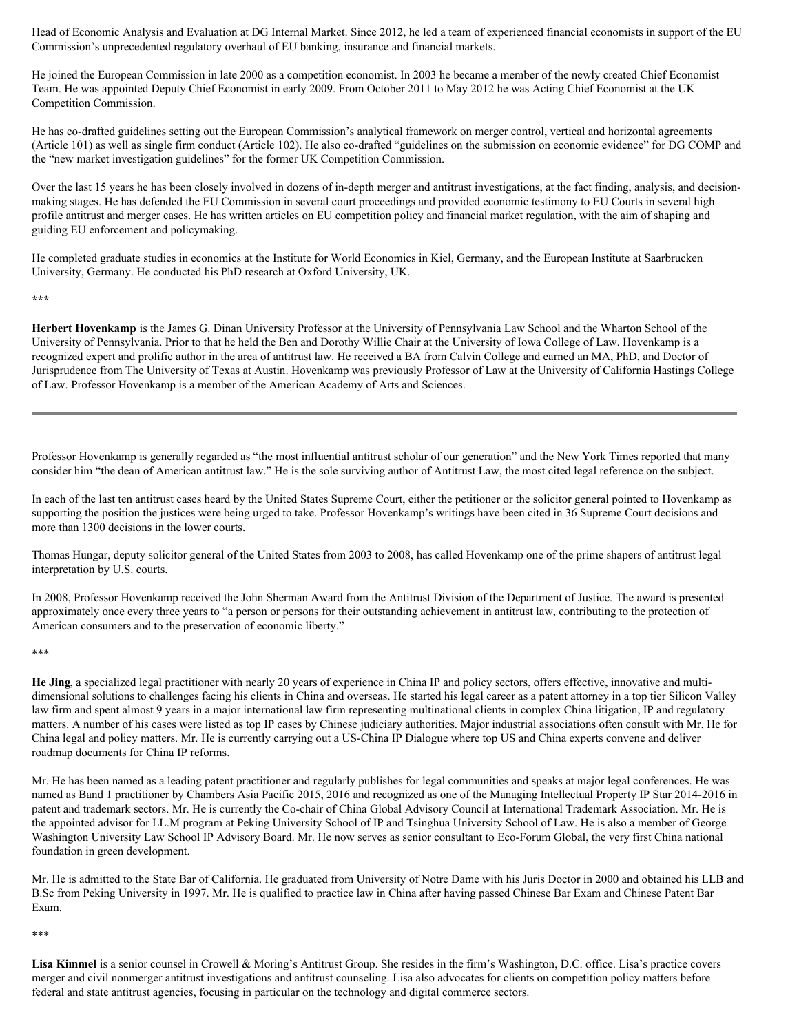Head of Economic Analysis and Evaluation at DG Internal Market. Since 2012, he led a team of experienced financial economists in support of the EU Commission's unprecedented regulatory overhaul of EU banking, insurance and financial markets.

He joined the European Commission in late 2000 as a competition economist. In 2003 he became a member of the newly created Chief Economist Team. He was appointed Deputy Chief Economist in early 2009. From October 2011 to May 2012 he was Acting Chief Economist at the UK Competition Commission.

He has co-drafted guidelines setting out the European Commission's analytical framework on merger control, vertical and horizontal agreements (Article 101) as well as single firm conduct (Article 102). He also co-drafted "guidelines on the submission on economic evidence" for DG COMP and the "new market investigation guidelines" for the former UK Competition Commission.

Over the last 15 years he has been closely involved in dozens of in-depth merger and antitrust investigations, at the fact finding, analysis, and decision-making stages. He has defended the EU Commission in several court proceedings and provided economic testimony to EU Courts in several high profile antitrust and merger cases. He has written articles on EU competition policy and financial market regulation, with the aim of shaping and guiding EU enforcement and policymaking.

He completed graduate studies in economics at the Institute for World Economics in Kiel, Germany, and the European Institute at Saarbrucken University, Germany. He conducted his PhD research at Oxford University, UK.

***

**Herbert Hovenkamp** is the James G. Dinan University Professor at the University of Pennsylvania Law School and the Wharton School of the University of Pennsylvania. Prior to that he held the Ben and Dorothy Willie Chair at the University of Iowa College of Law. Hovenkamp is a recognized expert and prolific author in the area of antitrust law. He received a BA from Calvin College and earned an MA, PhD, and Doctor of Jurisprudence from The University of Texas at Austin. Hovenkamp was previously Professor of Law at the University of California Hastings College of Law. Professor Hovenkamp is a member of the American Academy of Arts and Sciences.

---

Professor Hovenkamp is generally regarded as "the most influential antitrust scholar of our generation" and the New York Times reported that many consider him "the dean of American antitrust law." He is the sole surviving author of Antitrust Law, the most cited legal reference on the subject.

In each of the last ten antitrust cases heard by the United States Supreme Court, either the petitioner or the solicitor general pointed to Hovenkamp as supporting the position the justices were being urged to take. Professor Hovenkamp's writings have been cited in 36 Supreme Court decisions and more than 1300 decisions in the lower courts.

Thomas Hungar, deputy solicitor general of the United States from 2003 to 2008, has called Hovenkamp one of the prime shapers of antitrust legal interpretation by U.S. courts.

In 2008, Professor Hovenkamp received the John Sherman Award from the Antitrust Division of the Department of Justice. The award is presented approximately once every three years to "a person or persons for their outstanding achievement in antitrust law, contributing to the protection of American consumers and to the preservation of economic liberty."

***

**He Jing**, a specialized legal practitioner with nearly 20 years of experience in China IP and policy sectors, offers effective, innovative and multi-dimensional solutions to challenges facing his clients in China and overseas. He started his legal career as a patent attorney in a top tier Silicon Valley law firm and spent almost 9 years in a major international law firm representing multinational clients in complex China litigation, IP and regulatory matters. A number of his cases were listed as top IP cases by Chinese judiciary authorities. Major industrial associations often consult with Mr. He for China legal and policy matters. Mr. He is currently carrying out a US-China IP Dialogue where top US and China experts convene and deliver roadmap documents for China IP reforms.

Mr. He has been named as a leading patent practitioner and regularly publishes for legal communities and speaks at major legal conferences. He was named as Band 1 practitioner by Chambers Asia Pacific 2015, 2016 and recognized as one of the Managing Intellectual Property IP Star 2014-2016 in patent and trademark sectors. Mr. He is currently the Co-chair of China Global Advisory Council at International Trademark Association. Mr. He is the appointed advisor for LL.M program at Peking University School of IP and Tsinghua University School of Law. He is also a member of George Washington University Law School IP Advisory Board. Mr. He now serves as senior consultant to Eco-Forum Global, the very first China national foundation in green development.

Mr. He is admitted to the State Bar of California. He graduated from University of Notre Dame with his Juris Doctor in 2000 and obtained his LLB and B.Sc from Peking University in 1997. Mr. He is qualified to practice law in China after having passed Chinese Bar Exam and Chinese Patent Bar Exam.

***

**Lisa Kimmel** is a senior counsel in Crowell & Moring's Antitrust Group. She resides in the firm's Washington, D.C. office. Lisa's practice covers merger and civil nonmerger antitrust investigations and antitrust counseling. Lisa also advocates for clients on competition policy matters before federal and state antitrust agencies, focusing in particular on the technology and digital commerce sectors.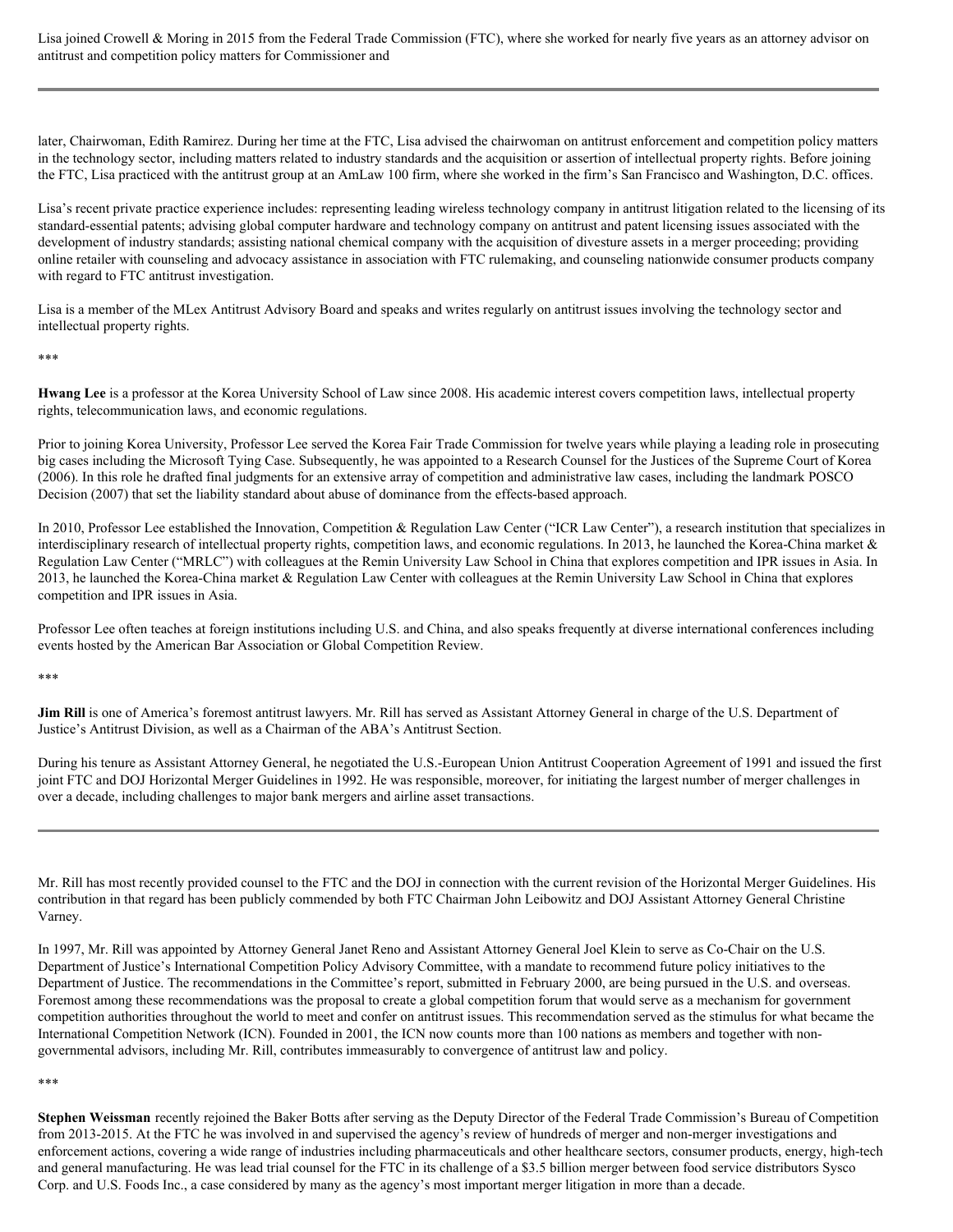Lisa joined Crowell & Moring in 2015 from the Federal Trade Commission (FTC), where she worked for nearly five years as an attorney advisor on antitrust and competition policy matters for Commissioner and

---

later, Chairwoman, Edith Ramirez. During her time at the FTC, Lisa advised the chairwoman on antitrust enforcement and competition policy matters in the technology sector, including matters related to industry standards and the acquisition or assertion of intellectual property rights. Before joining the FTC, Lisa practiced with the antitrust group at an AmLaw 100 firm, where she worked in the firm's San Francisco and Washington, D.C. offices.

Lisa's recent private practice experience includes: representing leading wireless technology company in antitrust litigation related to the licensing of its standard-essential patents; advising global computer hardware and technology company on antitrust and patent licensing issues associated with the development of industry standards; assisting national chemical company with the acquisition of divesture assets in a merger proceeding; providing online retailer with counseling and advocacy assistance in association with FTC rulemaking, and counseling nationwide consumer products company with regard to FTC antitrust investigation.

Lisa is a member of the MLex Antitrust Advisory Board and speaks and writes regularly on antitrust issues involving the technology sector and intellectual property rights.

***

**Hwang Lee** is a professor at the Korea University School of Law since 2008. His academic interest covers competition laws, intellectual property rights, telecommunication laws, and economic regulations.

Prior to joining Korea University, Professor Lee served the Korea Fair Trade Commission for twelve years while playing a leading role in prosecuting big cases including the Microsoft Tying Case. Subsequently, he was appointed to a Research Counsel for the Justices of the Supreme Court of Korea (2006). In this role he drafted final judgments for an extensive array of competition and administrative law cases, including the landmark POSCO Decision (2007) that set the liability standard about abuse of dominance from the effects-based approach.

In 2010, Professor Lee established the Innovation, Competition & Regulation Law Center ("ICR Law Center"), a research institution that specializes in interdisciplinary research of intellectual property rights, competition laws, and economic regulations. In 2013, he launched the Korea-China market & Regulation Law Center ("MRLC") with colleagues at the Remin University Law School in China that explores competition and IPR issues in Asia. In 2013, he launched the Korea-China market & Regulation Law Center with colleagues at the Remin University Law School in China that explores competition and IPR issues in Asia.

Professor Lee often teaches at foreign institutions including U.S. and China, and also speaks frequently at diverse international conferences including events hosted by the American Bar Association or Global Competition Review.

***

**Jim Rill** is one of America's foremost antitrust lawyers. Mr. Rill has served as Assistant Attorney General in charge of the U.S. Department of Justice's Antitrust Division, as well as a Chairman of the ABA's Antitrust Section.

During his tenure as Assistant Attorney General, he negotiated the U.S.-European Union Antitrust Cooperation Agreement of 1991 and issued the first joint FTC and DOJ Horizontal Merger Guidelines in 1992. He was responsible, moreover, for initiating the largest number of merger challenges in over a decade, including challenges to major bank mergers and airline asset transactions.

---

Mr. Rill has most recently provided counsel to the FTC and the DOJ in connection with the current revision of the Horizontal Merger Guidelines. His contribution in that regard has been publicly commended by both FTC Chairman John Leibowitz and DOJ Assistant Attorney General Christine Varney.

In 1997, Mr. Rill was appointed by Attorney General Janet Reno and Assistant Attorney General Joel Klein to serve as Co-Chair on the U.S. Department of Justice's International Competition Policy Advisory Committee, with a mandate to recommend future policy initiatives to the Department of Justice. The recommendations in the Committee's report, submitted in February 2000, are being pursued in the U.S. and overseas. Foremost among these recommendations was the proposal to create a global competition forum that would serve as a mechanism for government competition authorities throughout the world to meet and confer on antitrust issues. This recommendation served as the stimulus for what became the International Competition Network (ICN). Founded in 2001, the ICN now counts more than 100 nations as members and together with non-governmental advisors, including Mr. Rill, contributes immeasurably to convergence of antitrust law and policy.

***

**Stephen Weissman** recently rejoined the Baker Botts after serving as the Deputy Director of the Federal Trade Commission's Bureau of Competition from 2013-2015. At the FTC he was involved in and supervised the agency's review of hundreds of merger and non-merger investigations and enforcement actions, covering a wide range of industries including pharmaceuticals and other healthcare sectors, consumer products, energy, high-tech and general manufacturing. He was lead trial counsel for the FTC in its challenge of a $3.5 billion merger between food service distributors Sysco Corp. and U.S. Foods Inc., a case considered by many as the agency's most important merger litigation in more than a decade.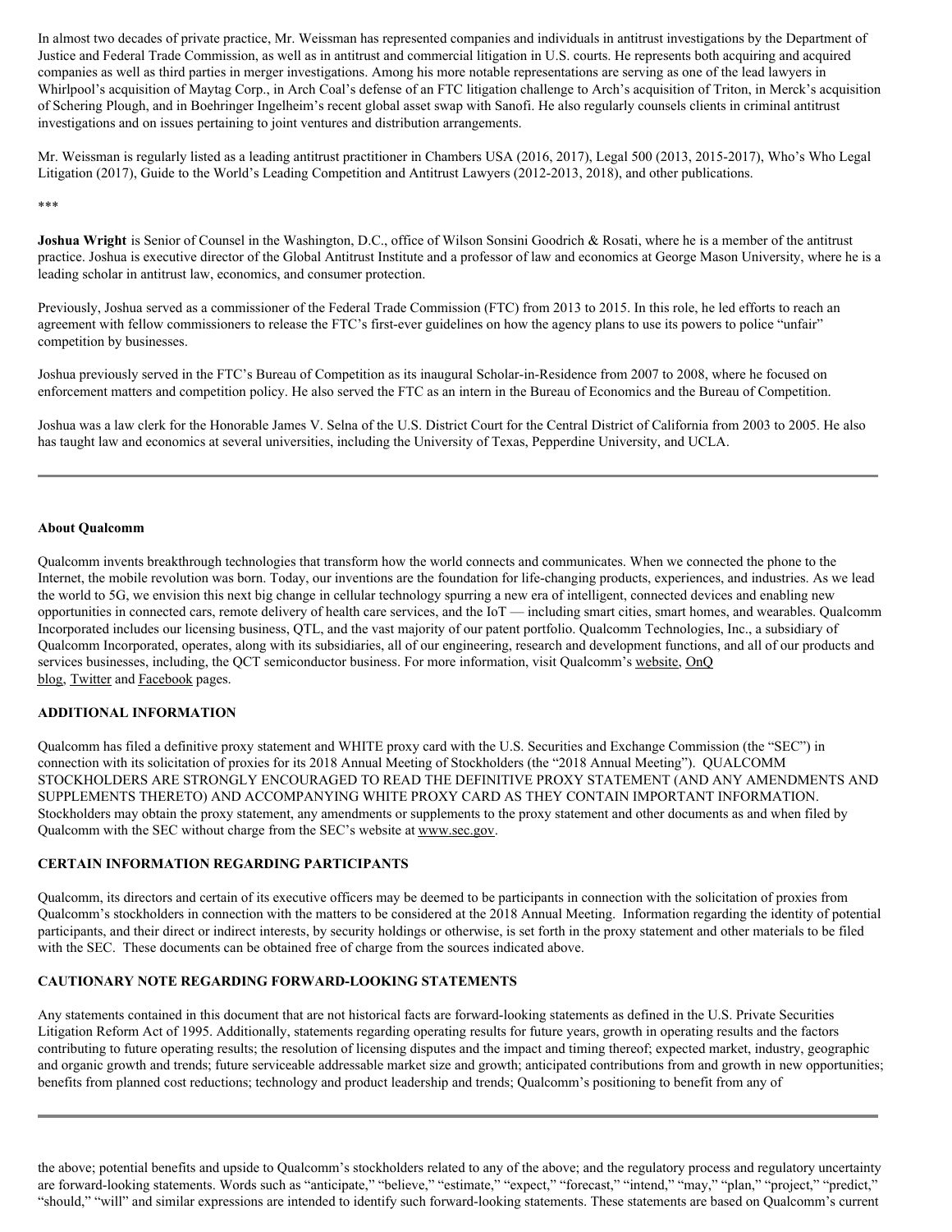In almost two decades of private practice, Mr. Weissman has represented companies and individuals in antitrust investigations by the Department of Justice and Federal Trade Commission, as well as in antitrust and commercial litigation in U.S. courts. He represents both acquiring and acquired companies as well as third parties in merger investigations. Among his more notable representations are serving as one of the lead lawyers in Whirlpool's acquisition of Maytag Corp., in Arch Coal's defense of an FTC litigation challenge to Arch's acquisition of Triton, in Merck's acquisition of Schering Plough, and in Boehringer Ingelheim's recent global asset swap with Sanofi. He also regularly counsels clients in criminal antitrust investigations and on issues pertaining to joint ventures and distribution arrangements.

Mr. Weissman is regularly listed as a leading antitrust practitioner in Chambers USA (2016, 2017), Legal 500 (2013, 2015-2017), Who's Who Legal Litigation (2017), Guide to the World's Leading Competition and Antitrust Lawyers (2012-2013, 2018), and other publications.

***

**Joshua Wright** is Senior of Counsel in the Washington, D.C., office of Wilson Sonsini Goodrich & Rosati, where he is a member of the antitrust practice. Joshua is executive director of the Global Antitrust Institute and a professor of law and economics at George Mason University, where he is a leading scholar in antitrust law, economics, and consumer protection.

Previously, Joshua served as a commissioner of the Federal Trade Commission (FTC) from 2013 to 2015. In this role, he led efforts to reach an agreement with fellow commissioners to release the FTC's first-ever guidelines on how the agency plans to use its powers to police "unfair" competition by businesses.

Joshua previously served in the FTC's Bureau of Competition as its inaugural Scholar-in-Residence from 2007 to 2008, where he focused on enforcement matters and competition policy. He also served the FTC as an intern in the Bureau of Economics and the Bureau of Competition.

Joshua was a law clerk for the Honorable James V. Selna of the U.S. District Court for the Central District of California from 2003 to 2005. He also has taught law and economics at several universities, including the University of Texas, Pepperdine University, and UCLA.

---

**About Qualcomm**

Qualcomm invents breakthrough technologies that transform how the world connects and communicates. When we connected the phone to the Internet, the mobile revolution was born. Today, our inventions are the foundation for life-changing products, experiences, and industries. As we lead the world to 5G, we envision this next big change in cellular technology spurring a new era of intelligent, connected devices and enabling new opportunities in connected cars, remote delivery of health care services, and the IoT — including smart cities, smart homes, and wearables. Qualcomm Incorporated includes our licensing business, QTL, and the vast majority of our patent portfolio. Qualcomm Technologies, Inc., a subsidiary of Qualcomm Incorporated, operates, along with its subsidiaries, all of our engineering, research and development functions, and all of our products and services businesses, including, the QCT semiconductor business. For more information, visit Qualcomm's website, OnQ blog, Twitter and Facebook pages.

**ADDITIONAL INFORMATION**

Qualcomm has filed a definitive proxy statement and WHITE proxy card with the U.S. Securities and Exchange Commission (the "SEC") in connection with its solicitation of proxies for its 2018 Annual Meeting of Stockholders (the "2018 Annual Meeting"). QUALCOMM STOCKHOLDERS ARE STRONGLY ENCOURAGED TO READ THE DEFINITIVE PROXY STATEMENT (AND ANY AMENDMENTS AND SUPPLEMENTS THERETO) AND ACCOMPANYING WHITE PROXY CARD AS THEY CONTAIN IMPORTANT INFORMATION. Stockholders may obtain the proxy statement, any amendments or supplements to the proxy statement and other documents as and when filed by Qualcomm with the SEC without charge from the SEC's website at www.sec.gov.

**CERTAIN INFORMATION REGARDING PARTICIPANTS**

Qualcomm, its directors and certain of its executive officers may be deemed to be participants in connection with the solicitation of proxies from Qualcomm's stockholders in connection with the matters to be considered at the 2018 Annual Meeting. Information regarding the identity of potential participants, and their direct or indirect interests, by security holdings or otherwise, is set forth in the proxy statement and other materials to be filed with the SEC. These documents can be obtained free of charge from the sources indicated above.

**CAUTIONARY NOTE REGARDING FORWARD-LOOKING STATEMENTS**

Any statements contained in this document that are not historical facts are forward-looking statements as defined in the U.S. Private Securities Litigation Reform Act of 1995. Additionally, statements regarding operating results for future years, growth in operating results and the factors contributing to future operating results; the resolution of licensing disputes and the impact and timing thereof; expected market, industry, geographic and organic growth and trends; future serviceable addressable market size and growth; anticipated contributions from and growth in new opportunities; benefits from planned cost reductions; technology and product leadership and trends; Qualcomm's positioning to benefit from any of

---

the above; potential benefits and upside to Qualcomm's stockholders related to any of the above; and the regulatory process and regulatory uncertainty are forward-looking statements. Words such as "anticipate," "believe," "estimate," "expect," "forecast," "intend," "may," "plan," "project," "predict," "should," "will" and similar expressions are intended to identify such forward-looking statements. These statements are based on Qualcomm's current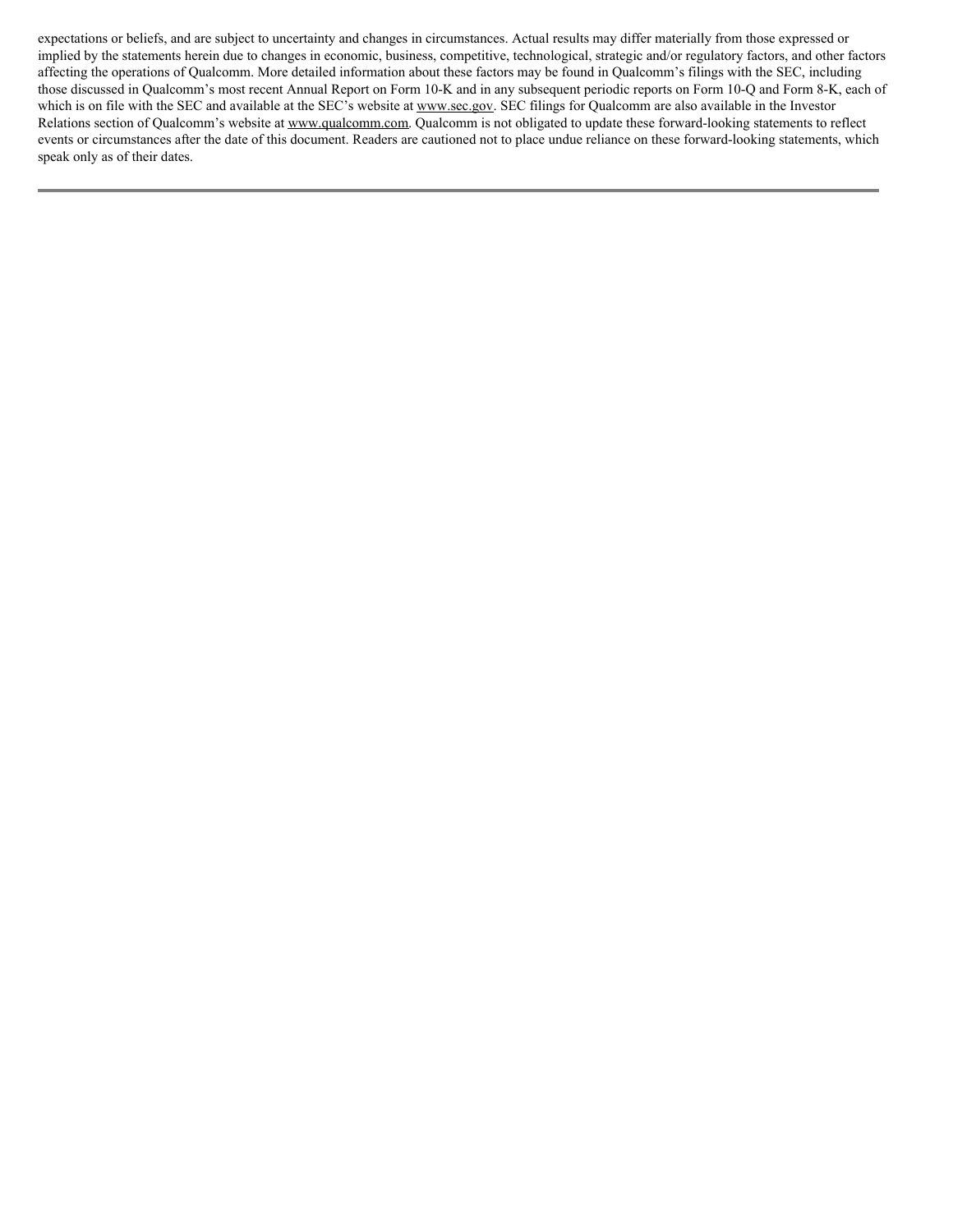expectations or beliefs, and are subject to uncertainty and changes in circumstances. Actual results may differ materially from those expressed or implied by the statements herein due to changes in economic, business, competitive, technological, strategic and/or regulatory factors, and other factors affecting the operations of Qualcomm. More detailed information about these factors may be found in Qualcomm's filings with the SEC, including those discussed in Qualcomm's most recent Annual Report on Form 10-K and in any subsequent periodic reports on Form 10-Q and Form 8-K, each of which is on file with the SEC and available at the SEC's website at www.sec.gov. SEC filings for Qualcomm are also available in the Investor Relations section of Qualcomm's website at www.qualcomm.com. Qualcomm is not obligated to update these forward-looking statements to reflect events or circumstances after the date of this document. Readers are cautioned not to place undue reliance on these forward-looking statements, which speak only as of their dates.

---